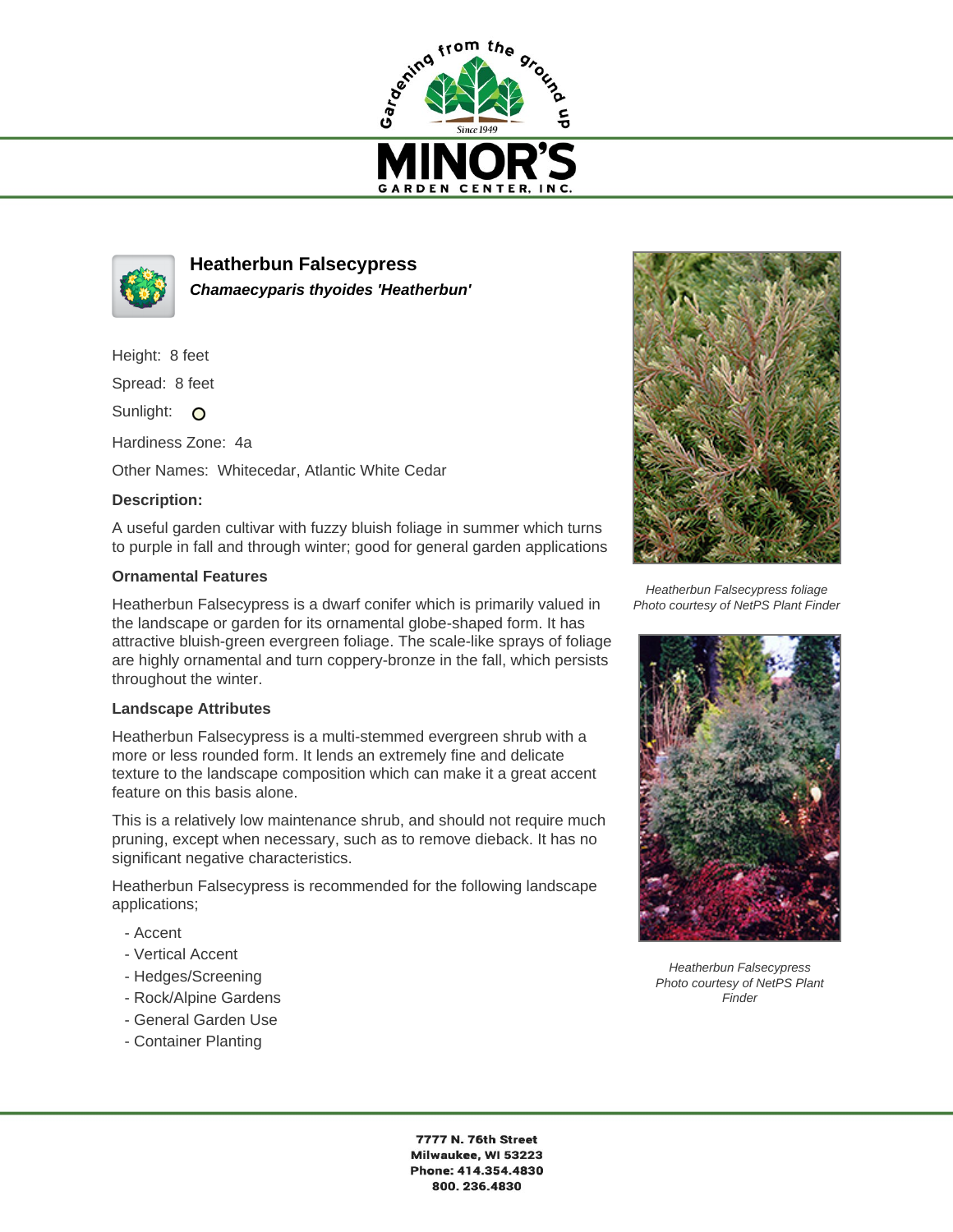# Heatherbun Falsecypress

***Chamaecyparis thyoides 'Heatherbun'***

Height: 8 feet

Spread: 8 feet

Sunlight: O

Hardiness Zone: 4a

Other Names: Whitecedar, Atlantic White Cedar

**Description:**

A useful garden cultivar with fuzzy bluish foliage in summer which turns to purple in fall and through winter; good for general garden applications

### Ornamental Features

Heatherbun Falsecypress is a dwarf conifer which is primarily valued in the landscape or garden for its ornamental globe-shaped form. It has attractive bluish-green evergreen foliage. The scale-like sprays of foliage are highly ornamental and turn coppery-bronze in the fall, which persists throughout the winter.

### Landscape Attributes

Heatherbun Falsecypress is a multi-stemmed evergreen shrub with a more or less rounded form. It lends an extremely fine and delicate texture to the landscape composition which can make it a great accent feature on this basis alone.

This is a relatively low maintenance shrub, and should not require much pruning, except when necessary, such as to remove dieback. It has no significant negative characteristics.

Heatherbun Falsecypress is recommended for the following landscape applications;

- Accent
- Vertical Accent
- Hedges/Screening
- Rock/Alpine Gardens
- General Garden Use
- Container Planting

*Heatherbun Falsecypress foliage*
*Photo courtesy of NetPS Plant Finder*

*Heatherbun Falsecypress*
*Photo courtesy of NetPS Plant Finder*

**7777 N. 76th Street**
**Milwaukee, WI 53223**
**Phone: 414.354.4830**
**800. 236.4830**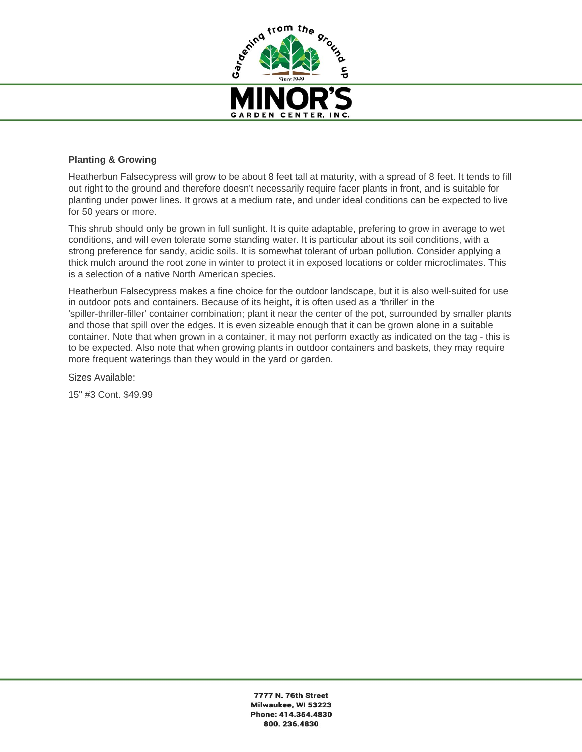### Planting & Growing

Heatherbun Falsecypress will grow to be about 8 feet tall at maturity, with a spread of 8 feet. It tends to fill out right to the ground and therefore doesn't necessarily require facer plants in front, and is suitable for planting under power lines. It grows at a medium rate, and under ideal conditions can be expected to live for 50 years or more.

This shrub should only be grown in full sunlight. It is quite adaptable, prefering to grow in average to wet conditions, and will even tolerate some standing water. It is particular about its soil conditions, with a strong preference for sandy, acidic soils. It is somewhat tolerant of urban pollution. Consider applying a thick mulch around the root zone in winter to protect it in exposed locations or colder microclimates. This is a selection of a native North American species.

Heatherbun Falsecypress makes a fine choice for the outdoor landscape, but it is also well-suited for use in outdoor pots and containers. Because of its height, it is often used as a 'thriller' in the 'spiller-thriller-filler' container combination; plant it near the center of the pot, surrounded by smaller plants and those that spill over the edges. It is even sizeable enough that it can be grown alone in a suitable container. Note that when grown in a container, it may not perform exactly as indicated on the tag - this is to be expected. Also note that when growing plants in outdoor containers and baskets, they may require more frequent waterings than they would in the yard or garden.

Sizes Available:

15" #3 Cont. $49.99